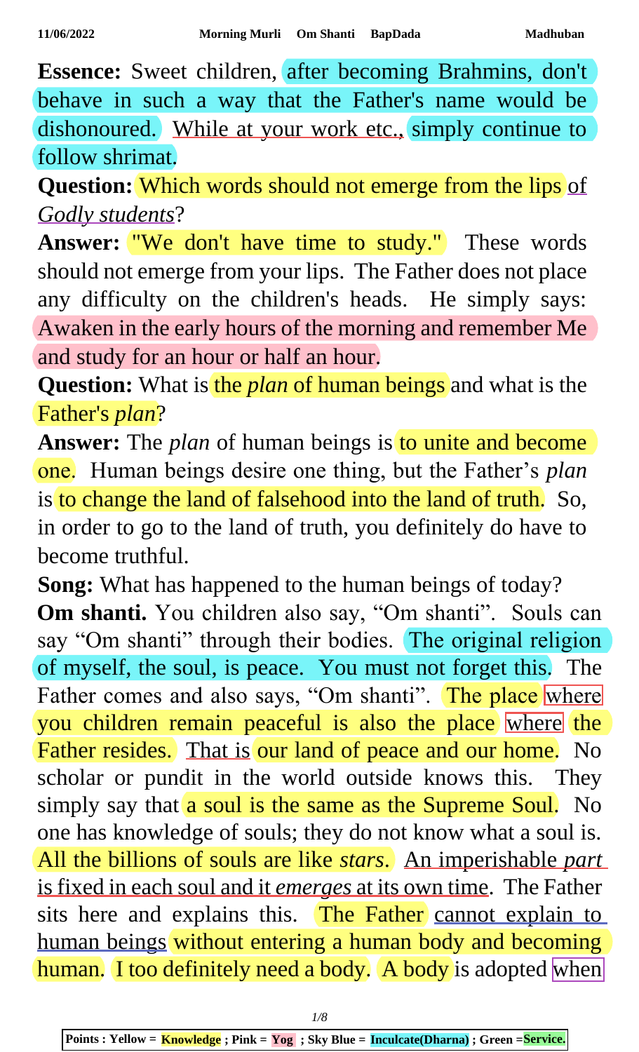**Essence:** Sweet children, after becoming Brahmins, don't behave in such a way that the Father's name would be dishonoured. While at your work etc., simply continue to follow shrimat.

**Question:** Which words should not emerge from the lips of *Godly students*?

**Answer:** "We don't have time to study." These words should not emerge from your lips. The Father does not place any difficulty on the children's heads. He simply says: Awaken in the early hours of the morning and remember Me and study for an hour or half an hour.

**Question:** What is the *plan* of human beings and what is the Father's *plan*?

**Answer:** The *plan* of human beings is to unite and become one. Human beings desire one thing, but the Father's *plan* is to change the land of falsehood into the land of truth. So, in order to go to the land of truth, you definitely do have to become truthful.

**Song:** What has happened to the human beings of today?

**Om shanti.** You children also say, "Om shanti". Souls can say "Om shanti" through their bodies. The original religion of myself, the soul, is peace. You must not forget this. The Father comes and also says, "Om shanti". The place where you children remain peaceful is also the place where the Father resides. That is our land of peace and our home. No scholar or pundit in the world outside knows this. They simply say that a soul is the same as the Supreme Soul. No one has knowledge of souls; they do not know what a soul is. All the billions of souls are like *stars*. An imperishable *part* is fixed in each soul and it *emerges* at its own time. The Father sits here and explains this. The Father cannot explain to human beings without entering a human body and becoming human. I too definitely need a body. A body is adopted when

Points : Yellow = Knowledge ; Pink = Yog ; Sky Blue = Inculcate(Dharna) ; Green =Service.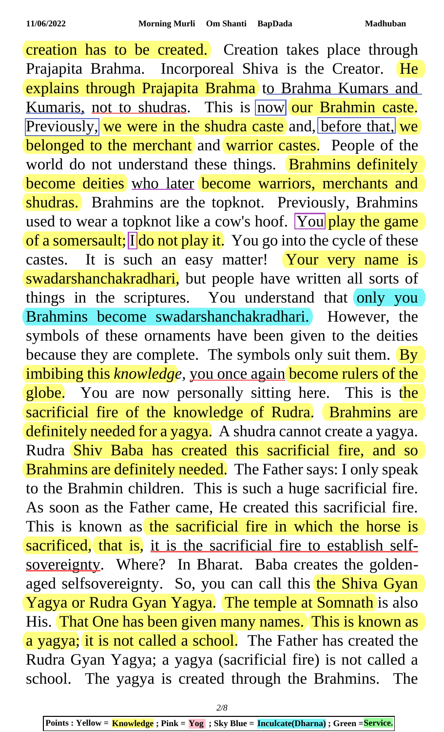creation has to be created. Creation takes place through Prajapita Brahma. Incorporeal Shiva is the Creator. He explains through Prajapita Brahma to Brahma Kumars and Kumaris, not to shudras. This is now our Brahmin caste. Previously, we were in the shudra caste and, before that, we belonged to the merchant and warrior castes. People of the world do not understand these things. Brahmins definitely become deities who later become warriors, merchants and shudras. Brahmins are the topknot. Previously, Brahmins used to wear a topknot like a cow's hoof. You play the game of a somersault; I do not play it. You go into the cycle of these castes. It is such an easy matter! Your very name is swadarshanchakradhari, but people have written all sorts of things in the scriptures. You understand that only you Brahmins become swadarshanchakradhari. However, the symbols of these ornaments have been given to the deities because they are complete. The symbols only suit them. By imbibing this *knowledge*, you once again become rulers of the globe. You are now personally sitting here. This is the sacrificial fire of the knowledge of Rudra. Brahmins are definitely needed for a yagya. A shudra cannot create a yagya. Rudra Shiv Baba has created this sacrificial fire, and so Brahmins are definitely needed. The Father says: I only speak to the Brahmin children. This is such a huge sacrificial fire. As soon as the Father came, He created this sacrificial fire. This is known as the sacrificial fire in which the horse is sacrificed, that is, it is the sacrificial fire to establish self-sovereignty. Where? In Bharat. Baba creates the golden-aged selfsovereignty. So, you can call this the Shiva Gyan Yagya or Rudra Gyan Yagya. The temple at Somnath is also His. That One has been given many names. This is known as a yagya; it is not called a school. The Father has created the Rudra Gyan Yagya; a yagya (sacrificial fire) is not called a school. The yagya is created through the Brahmins. The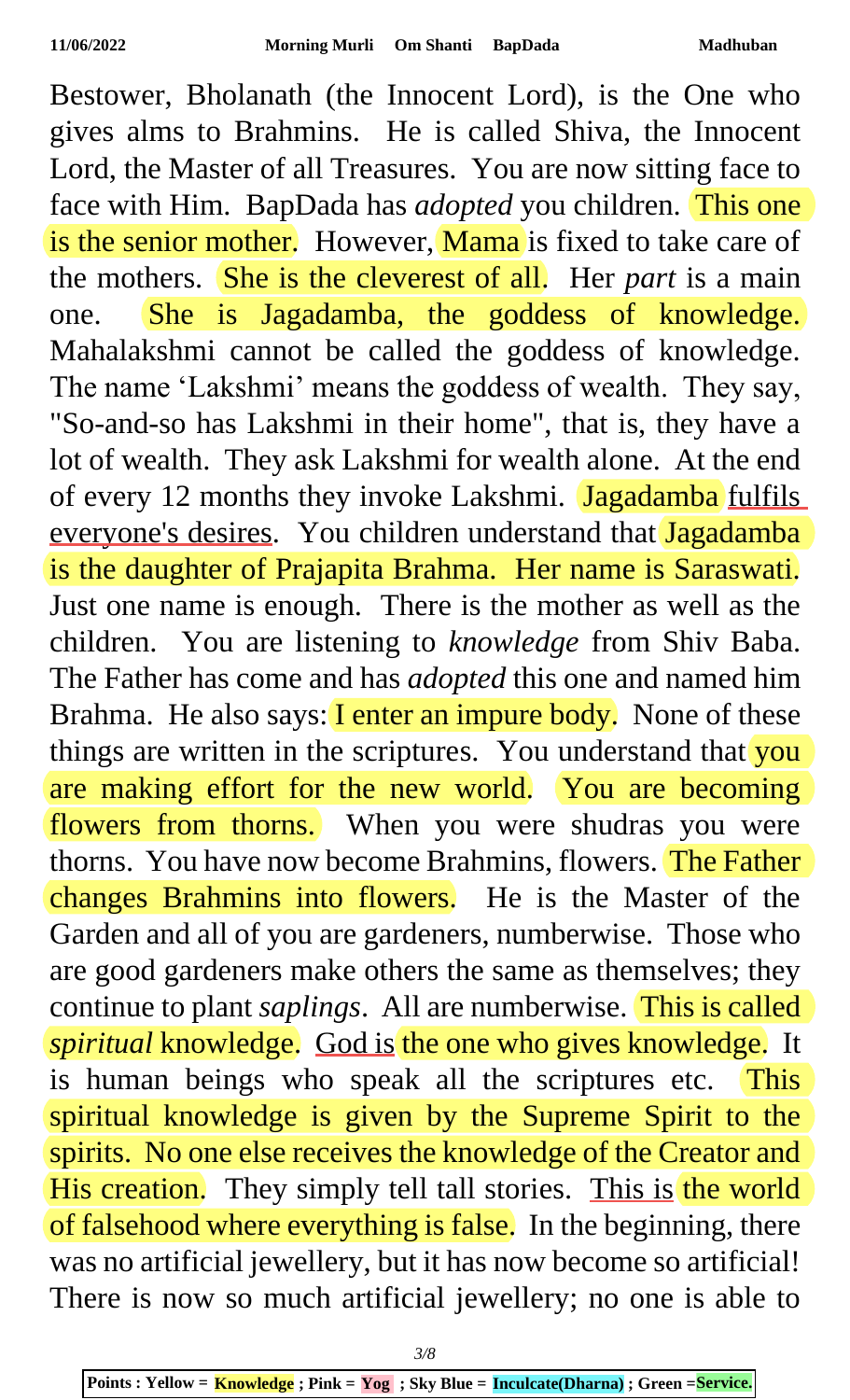Bestower, Bholanath (the Innocent Lord), is the One who gives alms to Brahmins. He is called Shiva, the Innocent Lord, the Master of all Treasures. You are now sitting face to face with Him. BapDada has *adopted* you children. This one is the senior mother. However, Mama is fixed to take care of the mothers. She is the cleverest of all. Her *part* is a main one. She is Jagadamba, the goddess of knowledge. Mahalakshmi cannot be called the goddess of knowledge. The name 'Lakshmi' means the goddess of wealth. They say, "So-and-so has Lakshmi in their home", that is, they have a lot of wealth. They ask Lakshmi for wealth alone. At the end of every 12 months they invoke Lakshmi. Jagadamba fulfils everyone's desires. You children understand that Jagadamba is the daughter of Prajapita Brahma. Her name is Saraswati. Just one name is enough. There is the mother as well as the children. You are listening to *knowledge* from Shiv Baba. The Father has come and has *adopted* this one and named him Brahma. He also says: I enter an impure body. None of these things are written in the scriptures. You understand that you are making effort for the new world. You are becoming flowers from thorns. When you were shudras you were thorns. You have now become Brahmins, flowers. The Father changes Brahmins into flowers. He is the Master of the Garden and all of you are gardeners, numberwise. Those who are good gardeners make others the same as themselves; they continue to plant *saplings*. All are numberwise. This is called *spiritual* knowledge. God is the one who gives knowledge. It is human beings who speak all the scriptures etc. This spiritual knowledge is given by the Supreme Spirit to the spirits. No one else receives the knowledge of the Creator and His creation. They simply tell tall stories. This is the world of falsehood where everything is false. In the beginning, there was no artificial jewellery, but it has now become so artificial! There is now so much artificial jewellery; no one is able to

Points : Yellow = Knowledge ; Pink = Yog ; Sky Blue = Inculcate(Dharna) ; Green =Service.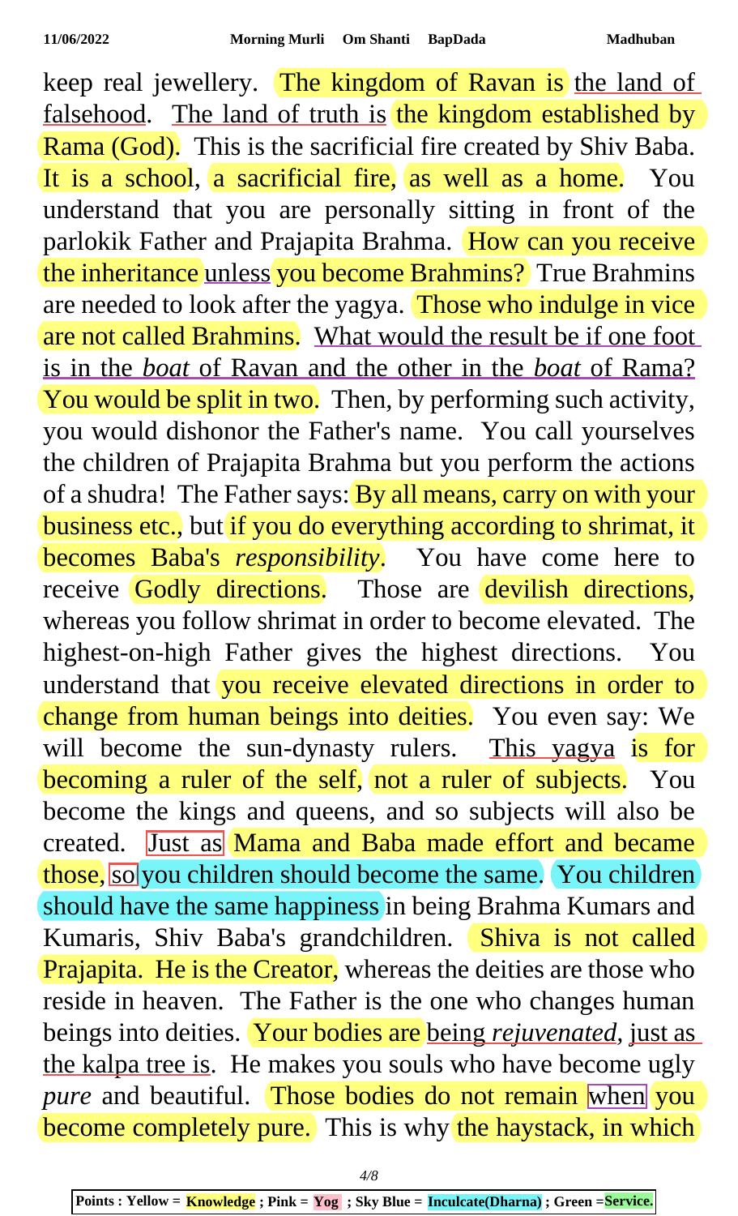keep real jewellery. The kingdom of Ravan is the land of falsehood. The land of truth is the kingdom established by Rama (God). This is the sacrificial fire created by Shiv Baba. It is a school, a sacrificial fire, as well as a home. You understand that you are personally sitting in front of the parlokik Father and Prajapita Brahma. How can you receive the inheritance unless you become Brahmins? True Brahmins are needed to look after the yagya. Those who indulge in vice are not called Brahmins. What would the result be if one foot is in the *boat* of Ravan and the other in the *boat* of Rama? You would be split in two. Then, by performing such activity, you would dishonor the Father's name. You call yourselves the children of Prajapita Brahma but you perform the actions of a shudra! The Father says: By all means, carry on with your business etc., but if you do everything according to shrimat, it becomes Baba's *responsibility*. You have come here to receive Godly directions. Those are devilish directions, whereas you follow shrimat in order to become elevated. The highest-on-high Father gives the highest directions. You understand that you receive elevated directions in order to change from human beings into deities. You even say: We will become the sun-dynasty rulers. This yagya is for becoming a ruler of the self, not a ruler of subjects. You become the kings and queens, and so subjects will also be created. Just as Mama and Baba made effort and became those, so you children should become the same. You children should have the same happiness in being Brahma Kumars and Kumaris, Shiv Baba's grandchildren. Shiva is not called Prajapita. He is the Creator, whereas the deities are those who reside in heaven. The Father is the one who changes human beings into deities. Your bodies are being *rejuvenated*, just as the kalpa tree is. He makes you souls who have become ugly *pure* and beautiful. Those bodies do not remain when you become completely pure. This is why the haystack, in which

**Points : Yellow = Knowledge ; Pink = Yog ; Sky Blue = Inculcate(Dharna) ; Green = Service.**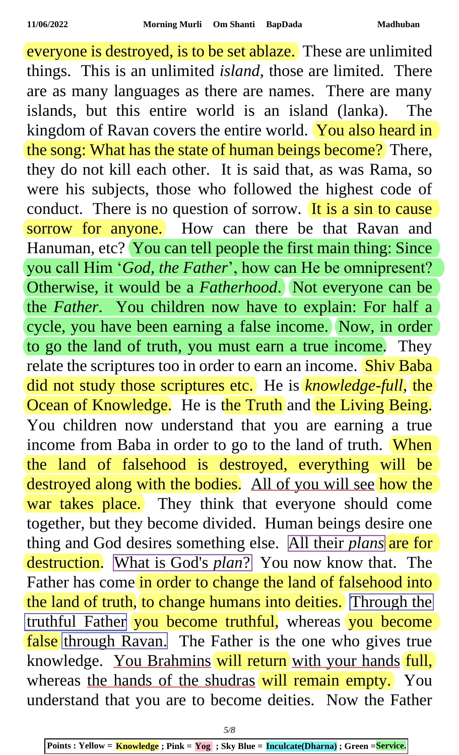everyone is destroyed, is to be set ablaze. These are unlimited things. This is an unlimited *island*, those are limited. There are as many languages as there are names. There are many islands, but this entire world is an island (lanka). The kingdom of Ravan covers the entire world. You also heard in the song: What has the state of human beings become? There, they do not kill each other. It is said that, as was Rama, so were his subjects, those who followed the highest code of conduct. There is no question of sorrow. It is a sin to cause sorrow for anyone. How can there be that Ravan and Hanuman, etc? You can tell people the first main thing: Since you call Him '*God, the Father*', how can He be omnipresent? Otherwise, it would be a *Fatherhood*. Not everyone can be the *Father*. You children now have to explain: For half a cycle, you have been earning a false income. Now, in order to go the land of truth, you must earn a true income. They relate the scriptures too in order to earn an income. Shiv Baba did not study those scriptures etc. He is *knowledge-full*, the Ocean of Knowledge. He is the Truth and the Living Being. You children now understand that you are earning a true income from Baba in order to go to the land of truth. When the land of falsehood is destroyed, everything will be destroyed along with the bodies. All of you will see how the war takes place. They think that everyone should come together, but they become divided. Human beings desire one thing and God desires something else. All their *plans* are for destruction. What is God's *plan*? You now know that. The Father has come in order to change the land of falsehood into the land of truth, to change humans into deities. Through the truthful Father you become truthful, whereas you become false through Ravan. The Father is the one who gives true knowledge. You Brahmins will return with your hands full, whereas the hands of the shudras will remain empty. You understand that you are to become deities. Now the Father

Points : Yellow = Knowledge ; Pink = Yog ; Sky Blue = Inculcate(Dharna) ; Green =Service.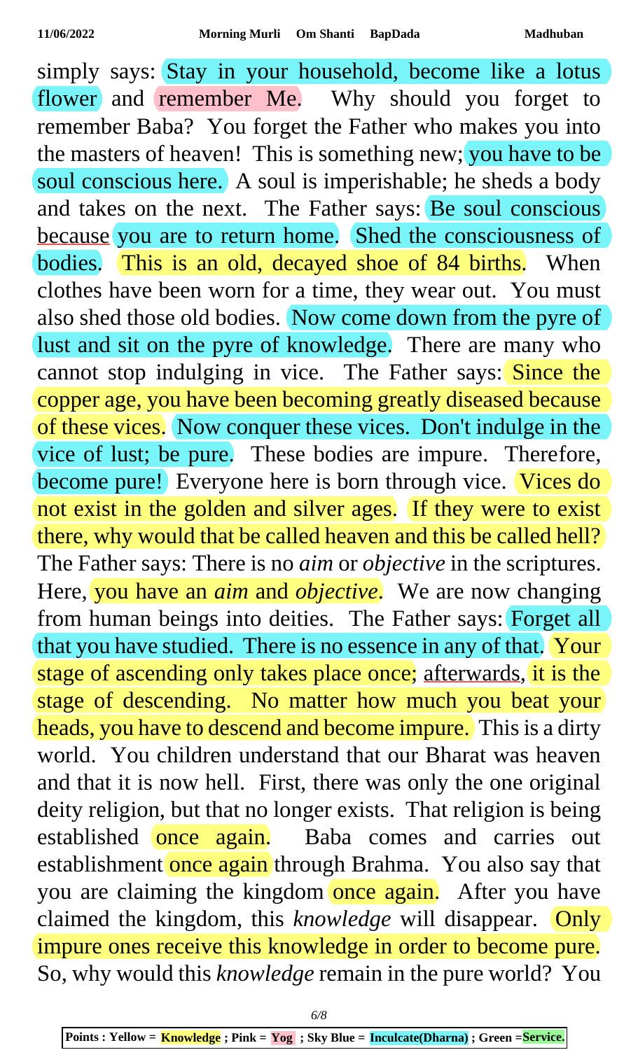simply says: Stay in your household, become like a lotus flower and remember Me. Why should you forget to remember Baba? You forget the Father who makes you into the masters of heaven! This is something new; you have to be soul conscious here. A soul is imperishable; he sheds a body and takes on the next. The Father says: Be soul conscious because you are to return home. Shed the consciousness of bodies. This is an old, decayed shoe of 84 births. When clothes have been worn for a time, they wear out. You must also shed those old bodies. Now come down from the pyre of lust and sit on the pyre of knowledge. There are many who cannot stop indulging in vice. The Father says: Since the copper age, you have been becoming greatly diseased because of these vices. Now conquer these vices. Don't indulge in the vice of lust; be pure. These bodies are impure. Therefore, become pure! Everyone here is born through vice. Vices do not exist in the golden and silver ages. If they were to exist there, why would that be called heaven and this be called hell? The Father says: There is no *aim* or *objective* in the scriptures. Here, you have an *aim* and *objective*. We are now changing from human beings into deities. The Father says: Forget all that you have studied. There is no essence in any of that. Your stage of ascending only takes place once; afterwards, it is the stage of descending. No matter how much you beat your heads, you have to descend and become impure. This is a dirty world. You children understand that our Bharat was heaven and that it is now hell. First, there was only the one original deity religion, but that no longer exists. That religion is being established once again. Baba comes and carries out establishment once again through Brahma. You also say that you are claiming the kingdom once again. After you have claimed the kingdom, this *knowledge* will disappear. Only impure ones receive this knowledge in order to become pure. So, why would this *knowledge* remain in the pure world? You

**Points : Yellow = Knowledge ; Pink = Yog ; Sky Blue = Inculcate(Dharna) ; Green = Service.**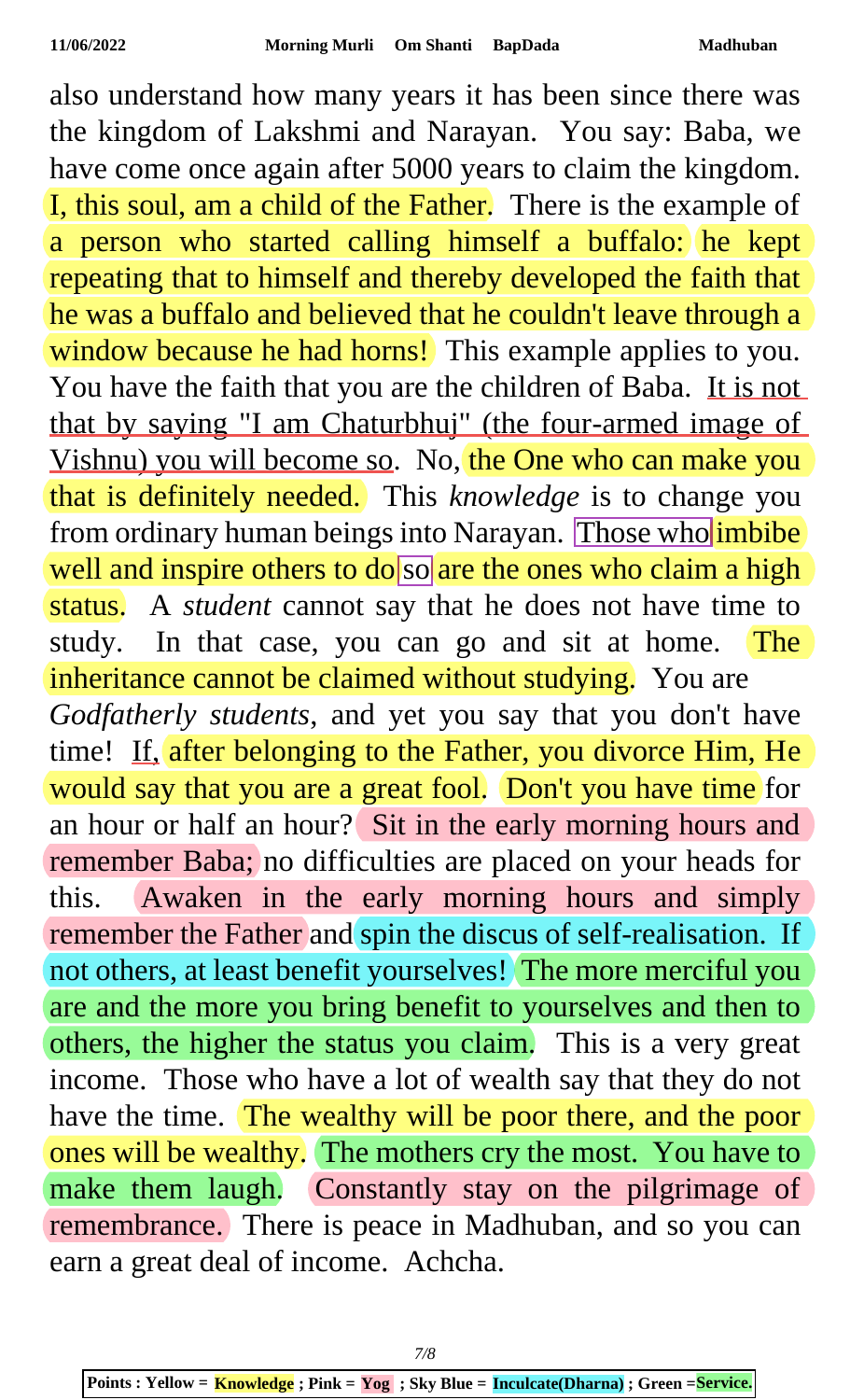also understand how many years it has been since there was the kingdom of Lakshmi and Narayan. You say: Baba, we have come once again after 5000 years to claim the kingdom. I, this soul, am a child of the Father. There is the example of a person who started calling himself a buffalo: he kept repeating that to himself and thereby developed the faith that he was a buffalo and believed that he couldn't leave through a window because he had horns! This example applies to you. You have the faith that you are the children of Baba. It is not that by saying "I am Chaturbhuj" (the four-armed image of Vishnu) you will become so. No, the One who can make you that is definitely needed. This *knowledge* is to change you from ordinary human beings into Narayan. Those who imbibe well and inspire others to do so are the ones who claim a high status. A *student* cannot say that he does not have time to study. In that case, you can go and sit at home. The inheritance cannot be claimed without studying. You are *Godfatherly students*, and yet you say that you don't have time! If, after belonging to the Father, you divorce Him, He would say that you are a great fool. Don't you have time for an hour or half an hour? Sit in the early morning hours and remember Baba; no difficulties are placed on your heads for this. Awaken in the early morning hours and simply remember the Father and spin the discus of self-realisation. If not others, at least benefit yourselves! The more merciful you are and the more you bring benefit to yourselves and then to others, the higher the status you claim. This is a very great income. Those who have a lot of wealth say that they do not have the time. The wealthy will be poor there, and the poor ones will be wealthy. The mothers cry the most. You have to make them laugh. Constantly stay on the pilgrimage of remembrance. There is peace in Madhuban, and so you can earn a great deal of income. Achcha.

**Points : Yellow = Knowledge ; Pink = Yog ; Sky Blue = Inculcate(Dharna) ; Green = Service.**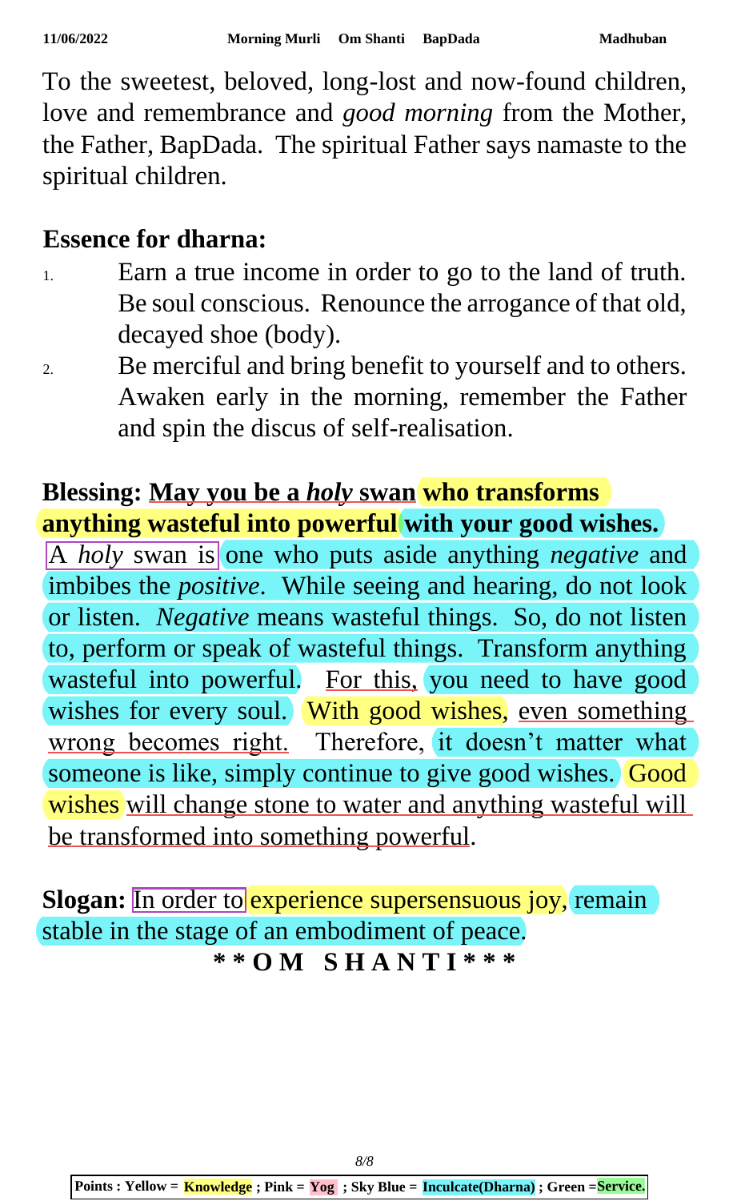To the sweetest, beloved, long-lost and now-found children, love and remembrance and *good morning* from the Mother, the Father, BapDada. The spiritual Father says namaste to the spiritual children.

## Essence for dharna:

1. Earn a true income in order to go to the land of truth. Be soul conscious. Renounce the arrogance of that old, decayed shoe (body).
2. Be merciful and bring benefit to yourself and to others. Awaken early in the morning, remember the Father and spin the discus of self-realisation.

**Blessing: May you be a *holy* swan who transforms anything wasteful into powerful with your good wishes.**

A *holy* swan is one who puts aside anything *negative* and imbibes the *positive*. While seeing and hearing, do not look or listen. *Negative* means wasteful things. So, do not listen to, perform or speak of wasteful things. Transform anything wasteful into powerful. For this, you need to have good wishes for every soul. With good wishes, even something wrong becomes right. Therefore, it doesn't matter what someone is like, simply continue to give good wishes. Good wishes will change stone to water and anything wasteful will be transformed into something powerful.

**Slogan:** In order to experience supersensuous joy, remain stable in the stage of an embodiment of peace.

**\* \* O M S H A N T I \* \* \***

**Points : Yellow = Knowledge ; Pink = Yog ; Sky Blue = Inculcate(Dharna) ; Green = Service.**